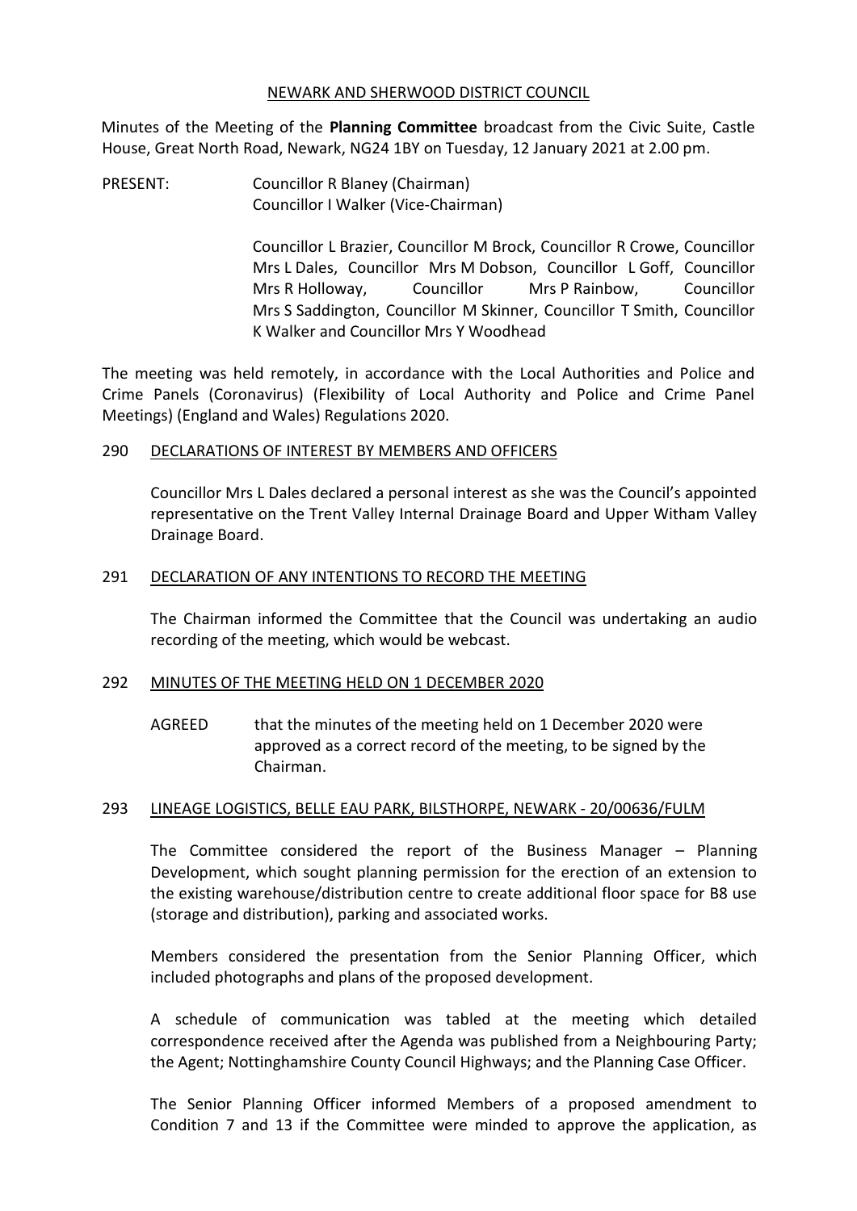NEWARK AND SHERWOOD DISTRICT COUNCIL

Minutes of the Meeting of the **Planning Committee** broadcast from the Civic Suite, Castle House, Great North Road, Newark, NG24 1BY on Tuesday, 12 January 2021 at 2.00 pm.

PRESENT: Councillor R Blaney (Chairman)
Councillor I Walker (Vice-Chairman)

Councillor L Brazier, Councillor M Brock, Councillor R Crowe, Councillor Mrs L Dales, Councillor Mrs M Dobson, Councillor L Goff, Councillor Mrs R Holloway, Councillor Mrs P Rainbow, Councillor Mrs S Saddington, Councillor M Skinner, Councillor T Smith, Councillor K Walker and Councillor Mrs Y Woodhead

The meeting was held remotely, in accordance with the Local Authorities and Police and Crime Panels (Coronavirus) (Flexibility of Local Authority and Police and Crime Panel Meetings) (England and Wales) Regulations 2020.

## 290 DECLARATIONS OF INTEREST BY MEMBERS AND OFFICERS

Councillor Mrs L Dales declared a personal interest as she was the Council's appointed representative on the Trent Valley Internal Drainage Board and Upper Witham Valley Drainage Board.

## 291 DECLARATION OF ANY INTENTIONS TO RECORD THE MEETING

The Chairman informed the Committee that the Council was undertaking an audio recording of the meeting, which would be webcast.

## 292 MINUTES OF THE MEETING HELD ON 1 DECEMBER 2020

AGREED that the minutes of the meeting held on 1 December 2020 were approved as a correct record of the meeting, to be signed by the Chairman.

## 293 LINEAGE LOGISTICS, BELLE EAU PARK, BILSTHORPE, NEWARK - 20/00636/FULM

The Committee considered the report of the Business Manager – Planning Development, which sought planning permission for the erection of an extension to the existing warehouse/distribution centre to create additional floor space for B8 use (storage and distribution), parking and associated works.

Members considered the presentation from the Senior Planning Officer, which included photographs and plans of the proposed development.

A schedule of communication was tabled at the meeting which detailed correspondence received after the Agenda was published from a Neighbouring Party; the Agent; Nottinghamshire County Council Highways; and the Planning Case Officer.

The Senior Planning Officer informed Members of a proposed amendment to Condition 7 and 13 if the Committee were minded to approve the application, as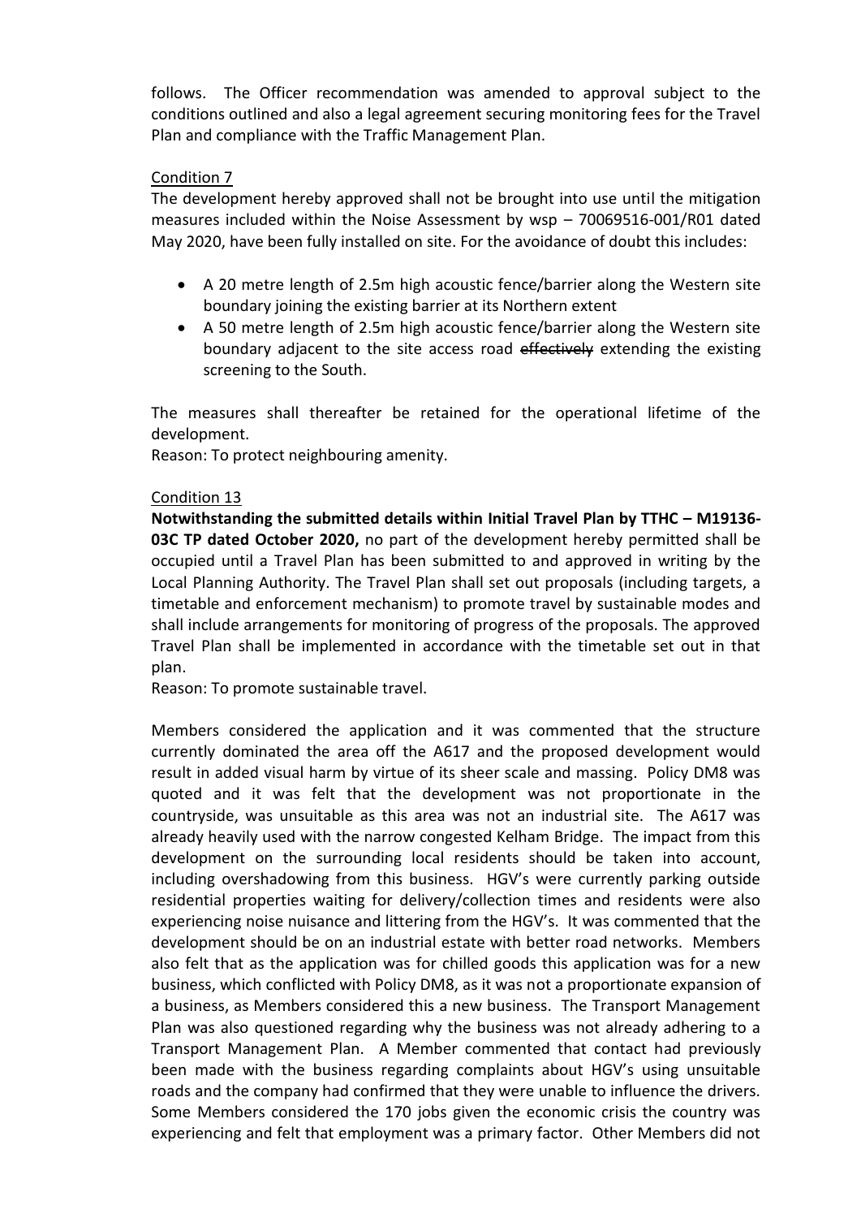follows. The Officer recommendation was amended to approval subject to the conditions outlined and also a legal agreement securing monitoring fees for the Travel Plan and compliance with the Traffic Management Plan.

Condition 7

The development hereby approved shall not be brought into use until the mitigation measures included within the Noise Assessment by wsp – 70069516-001/R01 dated May 2020, have been fully installed on site. For the avoidance of doubt this includes:

- A 20 metre length of 2.5m high acoustic fence/barrier along the Western site boundary joining the existing barrier at its Northern extent
- A 50 metre length of 2.5m high acoustic fence/barrier along the Western site boundary adjacent to the site access road ~~effectively~~ extending the existing screening to the South.

The measures shall thereafter be retained for the operational lifetime of the development.

Reason: To protect neighbouring amenity.

Condition 13

**Notwithstanding the submitted details within Initial Travel Plan by TTHC – M19136-03C TP dated October 2020,** no part of the development hereby permitted shall be occupied until a Travel Plan has been submitted to and approved in writing by the Local Planning Authority. The Travel Plan shall set out proposals (including targets, a timetable and enforcement mechanism) to promote travel by sustainable modes and shall include arrangements for monitoring of progress of the proposals. The approved Travel Plan shall be implemented in accordance with the timetable set out in that plan.

Reason: To promote sustainable travel.

Members considered the application and it was commented that the structure currently dominated the area off the A617 and the proposed development would result in added visual harm by virtue of its sheer scale and massing. Policy DM8 was quoted and it was felt that the development was not proportionate in the countryside, was unsuitable as this area was not an industrial site. The A617 was already heavily used with the narrow congested Kelham Bridge. The impact from this development on the surrounding local residents should be taken into account, including overshadowing from this business. HGV's were currently parking outside residential properties waiting for delivery/collection times and residents were also experiencing noise nuisance and littering from the HGV's. It was commented that the development should be on an industrial estate with better road networks. Members also felt that as the application was for chilled goods this application was for a new business, which conflicted with Policy DM8, as it was not a proportionate expansion of a business, as Members considered this a new business. The Transport Management Plan was also questioned regarding why the business was not already adhering to a Transport Management Plan. A Member commented that contact had previously been made with the business regarding complaints about HGV's using unsuitable roads and the company had confirmed that they were unable to influence the drivers. Some Members considered the 170 jobs given the economic crisis the country was experiencing and felt that employment was a primary factor. Other Members did not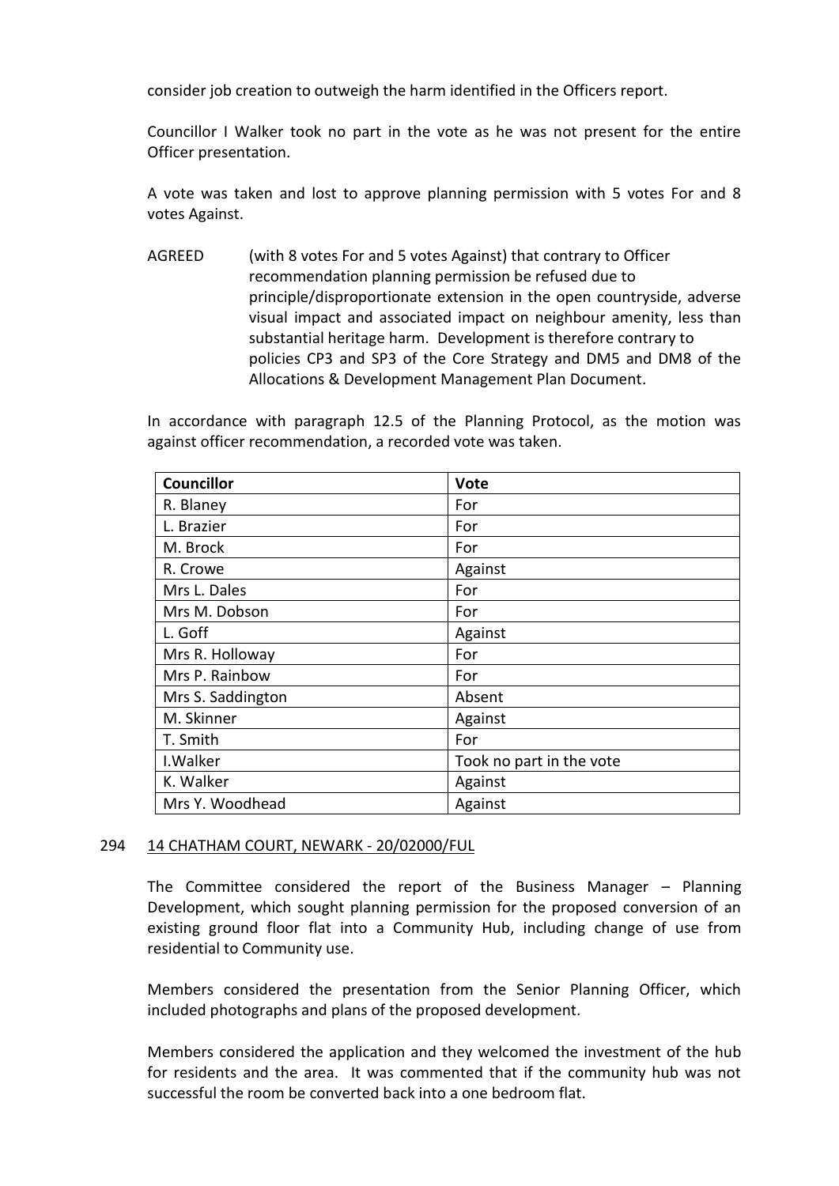consider job creation to outweigh the harm identified in the Officers report.

Councillor I Walker took no part in the vote as he was not present for the entire Officer presentation.

A vote was taken and lost to approve planning permission with 5 votes For and 8 votes Against.

AGREED (with 8 votes For and 5 votes Against) that contrary to Officer recommendation planning permission be refused due to principle/disproportionate extension in the open countryside, adverse visual impact and associated impact on neighbour amenity, less than substantial heritage harm. Development is therefore contrary to policies CP3 and SP3 of the Core Strategy and DM5 and DM8 of the Allocations & Development Management Plan Document.

In accordance with paragraph 12.5 of the Planning Protocol, as the motion was against officer recommendation, a recorded vote was taken.

| Councillor | Vote |
|---|---|
| R. Blaney | For |
| L. Brazier | For |
| M. Brock | For |
| R. Crowe | Against |
| Mrs L. Dales | For |
| Mrs M. Dobson | For |
| L. Goff | Against |
| Mrs R. Holloway | For |
| Mrs P. Rainbow | For |
| Mrs S. Saddington | Absent |
| M. Skinner | Against |
| T. Smith | For |
| I.Walker | Took no part in the vote |
| K. Walker | Against |
| Mrs Y. Woodhead | Against |

## 294 14 CHATHAM COURT, NEWARK - 20/02000/FUL

The Committee considered the report of the Business Manager – Planning Development, which sought planning permission for the proposed conversion of an existing ground floor flat into a Community Hub, including change of use from residential to Community use.

Members considered the presentation from the Senior Planning Officer, which included photographs and plans of the proposed development.

Members considered the application and they welcomed the investment of the hub for residents and the area. It was commented that if the community hub was not successful the room be converted back into a one bedroom flat.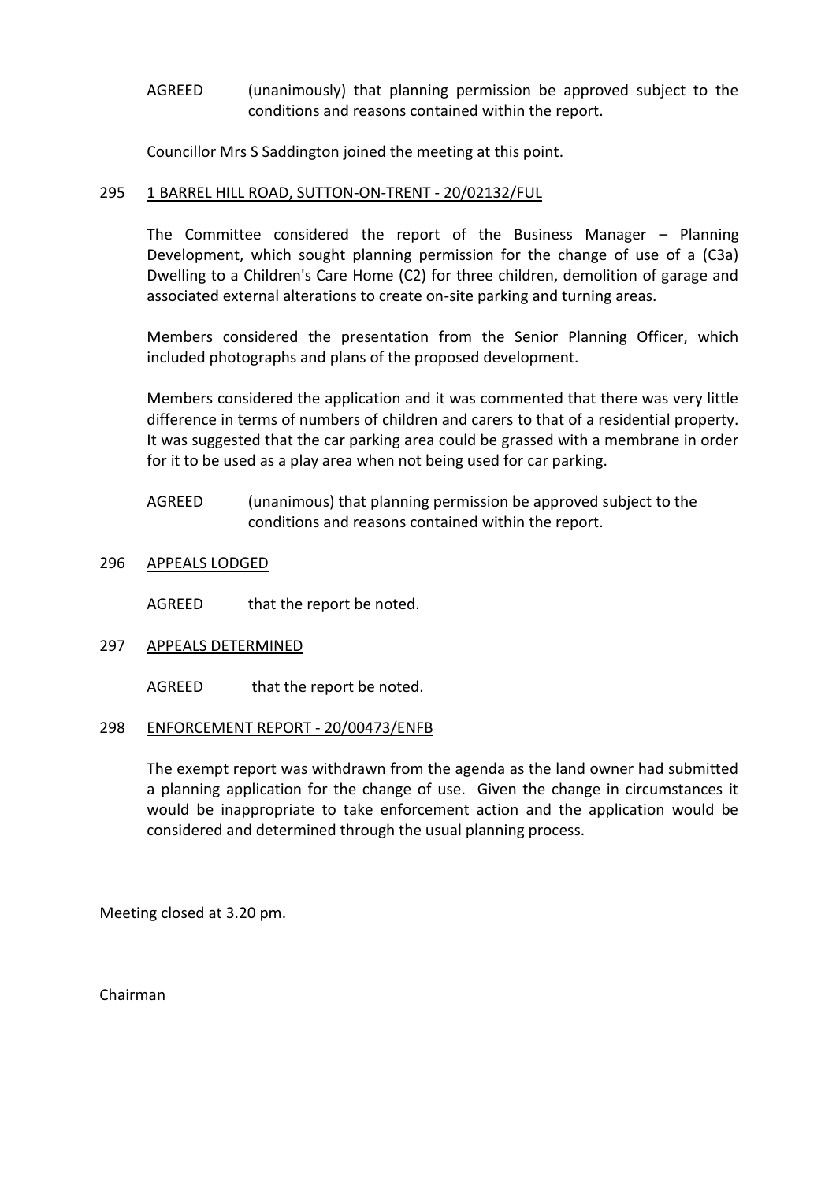AGREED (unanimously) that planning permission be approved subject to the conditions and reasons contained within the report.

Councillor Mrs S Saddington joined the meeting at this point.

## 295 1 BARREL HILL ROAD, SUTTON-ON-TRENT - 20/02132/FUL

The Committee considered the report of the Business Manager – Planning Development, which sought planning permission for the change of use of a (C3a) Dwelling to a Children's Care Home (C2) for three children, demolition of garage and associated external alterations to create on-site parking and turning areas.

Members considered the presentation from the Senior Planning Officer, which included photographs and plans of the proposed development.

Members considered the application and it was commented that there was very little difference in terms of numbers of children and carers to that of a residential property. It was suggested that the car parking area could be grassed with a membrane in order for it to be used as a play area when not being used for car parking.

AGREED (unanimous) that planning permission be approved subject to the conditions and reasons contained within the report.

## 296 APPEALS LODGED

AGREED that the report be noted.

## 297 APPEALS DETERMINED

AGREED that the report be noted.

## 298 ENFORCEMENT REPORT - 20/00473/ENFB

The exempt report was withdrawn from the agenda as the land owner had submitted a planning application for the change of use. Given the change in circumstances it would be inappropriate to take enforcement action and the application would be considered and determined through the usual planning process.

Meeting closed at 3.20 pm.

Chairman